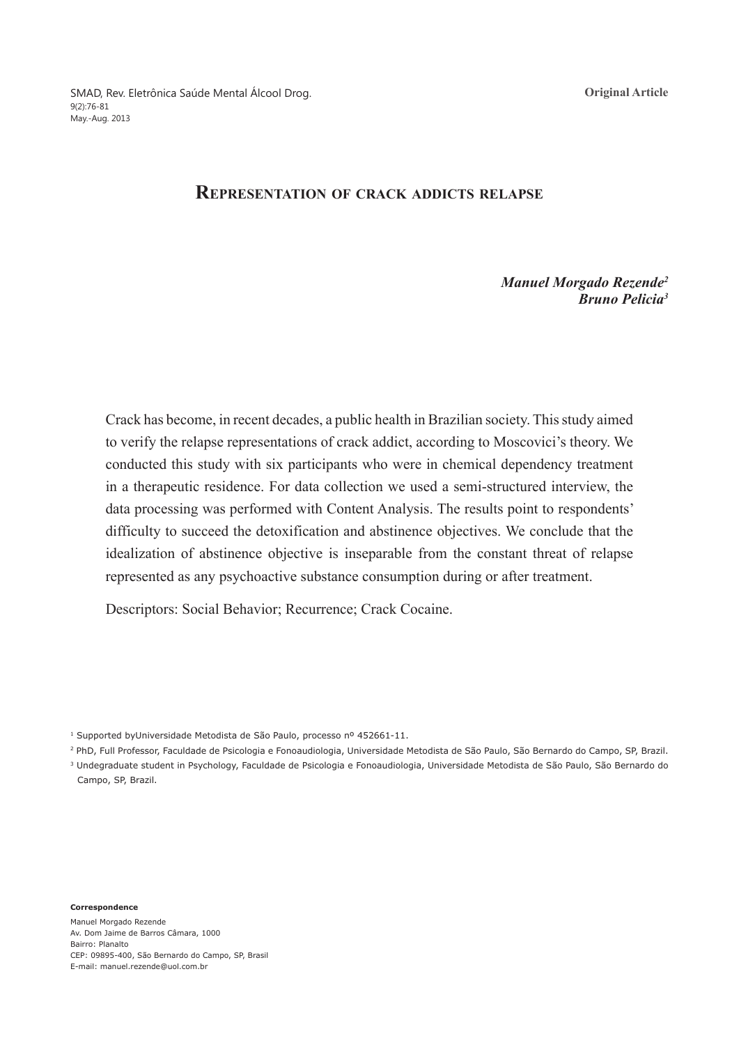Original Article

# Representation of crack addicts relapse

***Manuel Morgado Rezende*[2]**
***Bruno Pelicia*[3]**

Crack has become, in recent decades, a public health in Brazilian society. This study aimed to verify the relapse representations of crack addict, according to Moscovici's theory. We conducted this study with six participants who were in chemical dependency treatment in a therapeutic residence. For data collection we used a semi-structured interview, the data processing was performed with Content Analysis. The results point to respondents' difficulty to succeed the detoxification and abstinence objectives. We conclude that the idealization of abstinence objective is inseparable from the constant threat of relapse represented as any psychoactive substance consumption during or after treatment.

Descriptors: Social Behavior; Recurrence; Crack Cocaine.

[1] Supported byUniversidade Metodista de São Paulo, processo nº 452661-11.

[2] PhD, Full Professor, Faculdade de Psicologia e Fonoaudiologia, Universidade Metodista de São Paulo, São Bernardo do Campo, SP, Brazil.

[3] Undergraduate student in Psychology, Faculdade de Psicologia e Fonoaudiologia, Universidade Metodista de São Paulo, São Bernardo do Campo, SP, Brazil.

**Correspondence**
Manuel Morgado Rezende
Av. Dom Jaime de Barros Câmara, 1000
Bairro: Planalto
CEP: 09895-400, São Bernardo do Campo, SP, Brasil
E-mail: manuel.rezende@uol.com.br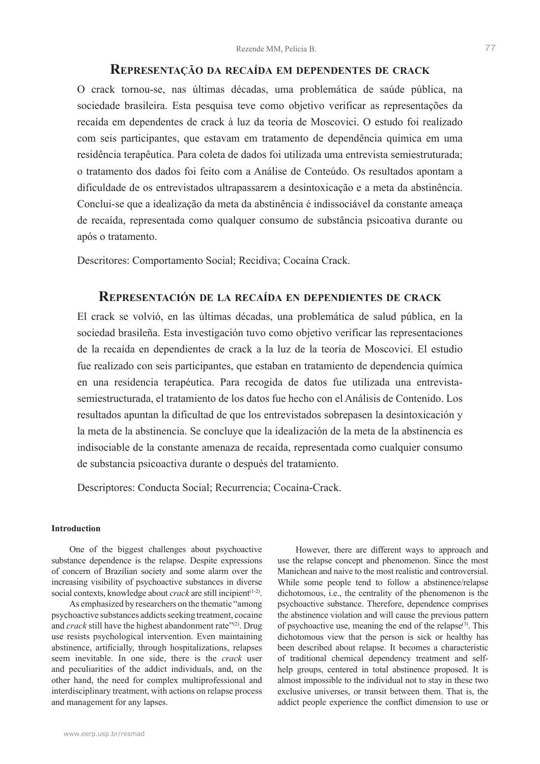## Representação da recaída em dependentes de crack

O crack tornou-se, nas últimas décadas, uma problemática de saúde pública, na sociedade brasileira. Esta pesquisa teve como objetivo verificar as representações da recaída em dependentes de crack à luz da teoria de Moscovici. O estudo foi realizado com seis participantes, que estavam em tratamento de dependência química em uma residência terapêutica. Para coleta de dados foi utilizada uma entrevista semiestruturada; o tratamento dos dados foi feito com a Análise de Conteúdo. Os resultados apontam a dificuldade de os entrevistados ultrapassarem a desintoxicação e a meta da abstinência. Conclui-se que a idealização da meta da abstinência é indissociável da constante ameaça de recaída, representada como qualquer consumo de substância psicoativa durante ou após o tratamento.

Descritores: Comportamento Social; Recidiva; Cocaína Crack.

## Representación de la recaída en dependientes de crack

El crack se volvió, en las últimas décadas, una problemática de salud pública, en la sociedad brasileña. Esta investigación tuvo como objetivo verificar las representaciones de la recaída en dependientes de crack a la luz de la teoría de Moscovici. El estudio fue realizado con seis participantes, que estaban en tratamiento de dependencia química en una residencia terapéutica. Para recogida de datos fue utilizada una entrevista-semiestructurada, el tratamiento de los datos fue hecho con el Análisis de Contenido. Los resultados apuntan la dificultad de que los entrevistados sobrepasen la desintoxicación y la meta de la abstinencia. Se concluye que la idealización de la meta de la abstinencia es indisociable de la constante amenaza de recaída, representada como cualquier consumo de substancia psicoactiva durante o después del tratamiento.

Descriptores: Conducta Social; Recurrencia; Cocaína-Crack.

### Introduction

One of the biggest challenges about psychoactive substance dependence is the relapse. Despite expressions of concern of Brazilian society and some alarm over the increasing visibility of psychoactive substances in diverse social contexts, knowledge about *crack* are still incipient[1-2].

As emphasized by researchers on the thematic "among psychoactive substances addicts seeking treatment, cocaine and *crack* still have the highest abandonment rate"[2]. Drug use resists psychological intervention. Even maintaining abstinence, artificially, through hospitalizations, relapses seem inevitable. In one side, there is the *crack* user and peculiarities of the addict individuals, and, on the other hand, the need for complex multiprofessional and interdisciplinary treatment, with actions on relapse process and management for any lapses.

However, there are different ways to approach and use the relapse concept and phenomenon. Since the most Manichean and naive to the most realistic and controversial. While some people tend to follow a abstinence/relapse dichotomous, i.e., the centrality of the phenomenon is the psychoactive substance. Therefore, dependence comprises the abstinence violation and will cause the previous pattern of psychoactive use, meaning the end of the relapse[3]. This dichotomous view that the person is sick or healthy has been described about relapse. It becomes a characteristic of traditional chemical dependency treatment and self-help groups, centered in total abstinence proposed. It is almost impossible to the individual not to stay in these two exclusive universes, or transit between them. That is, the addict people experience the conflict dimension to use or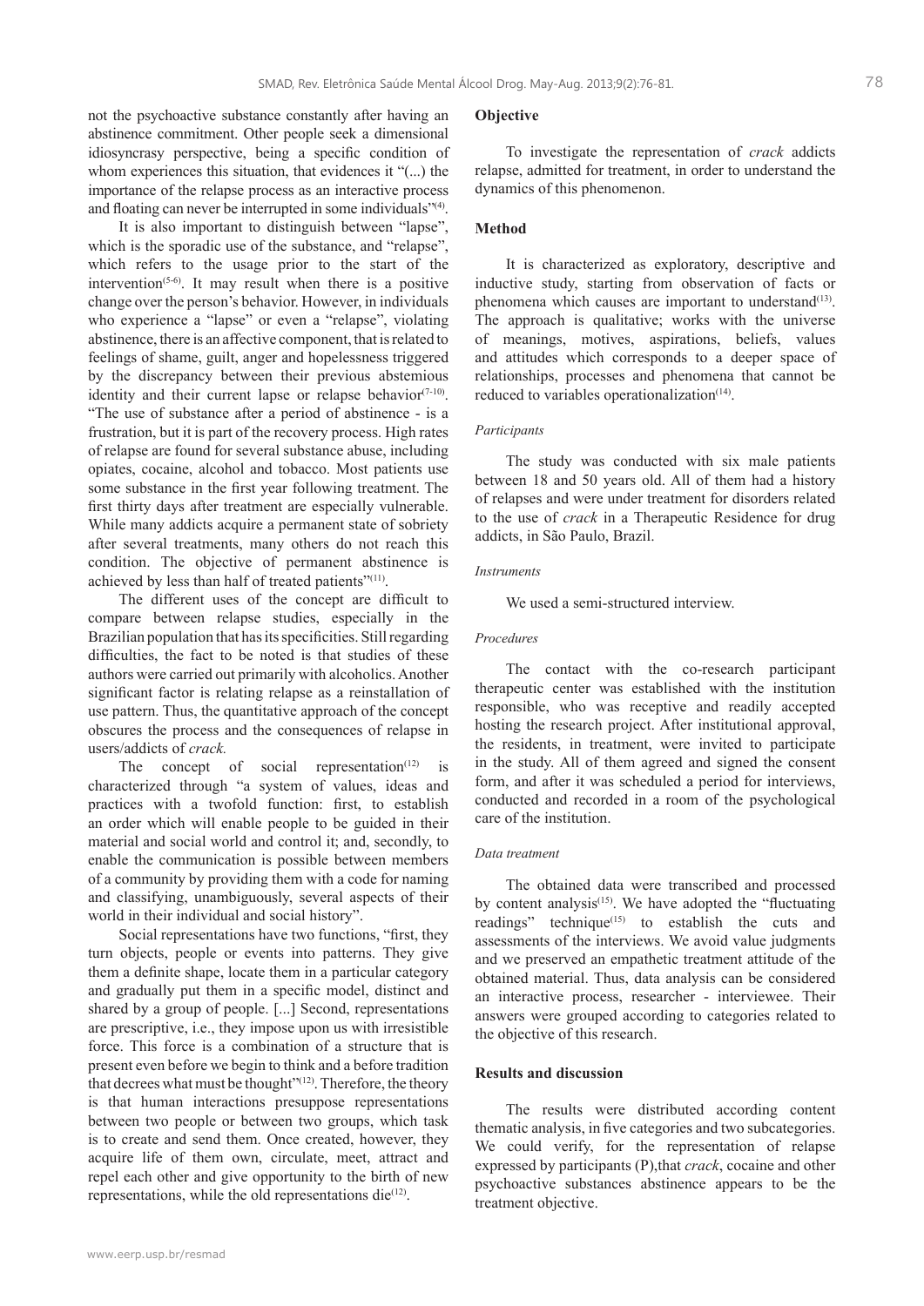not the psychoactive substance constantly after having an abstinence commitment. Other people seek a dimensional idiosyncrasy perspective, being a specific condition of whom experiences this situation, that evidences it "(...) the importance of the relapse process as an interactive process and floating can never be interrupted in some individuals"[4].

It is also important to distinguish between "lapse", which is the sporadic use of the substance, and "relapse", which refers to the usage prior to the start of the intervention[5-6]. It may result when there is a positive change over the person's behavior. However, in individuals who experience a "lapse" or even a "relapse", violating abstinence, there is an affective component, that is related to feelings of shame, guilt, anger and hopelessness triggered by the discrepancy between their previous abstemious identity and their current lapse or relapse behavior[7-10]. "The use of substance after a period of abstinence - is a frustration, but it is part of the recovery process. High rates of relapse are found for several substance abuse, including opiates, cocaine, alcohol and tobacco. Most patients use some substance in the first year following treatment. The first thirty days after treatment are especially vulnerable. While many addicts acquire a permanent state of sobriety after several treatments, many others do not reach this condition. The objective of permanent abstinence is achieved by less than half of treated patients"[11].

The different uses of the concept are difficult to compare between relapse studies, especially in the Brazilian population that has its specificities. Still regarding difficulties, the fact to be noted is that studies of these authors were carried out primarily with alcoholics. Another significant factor is relating relapse as a reinstallation of use pattern. Thus, the quantitative approach of the concept obscures the process and the consequences of relapse in users/addicts of *crack.*

The concept of social representation[12] is characterized through "a system of values, ideas and practices with a twofold function: first, to establish an order which will enable people to be guided in their material and social world and control it; and, secondly, to enable the communication is possible between members of a community by providing them with a code for naming and classifying, unambiguously, several aspects of their world in their individual and social history".

Social representations have two functions, "first, they turn objects, people or events into patterns. They give them a definite shape, locate them in a particular category and gradually put them in a specific model, distinct and shared by a group of people. [...] Second, representations are prescriptive, i.e., they impose upon us with irresistible force. This force is a combination of a structure that is present even before we begin to think and a before tradition that decrees what must be thought"[12]. Therefore, the theory is that human interactions presuppose representations between two people or between two groups, which task is to create and send them. Once created, however, they acquire life of them own, circulate, meet, attract and repel each other and give opportunity to the birth of new representations, while the old representations die[12].

## Objective

To investigate the representation of *crack* addicts relapse, admitted for treatment, in order to understand the dynamics of this phenomenon.

## Method

It is characterized as exploratory, descriptive and inductive study, starting from observation of facts or phenomena which causes are important to understand[13]. The approach is qualitative; works with the universe of meanings, motives, aspirations, beliefs, values and attitudes which corresponds to a deeper space of relationships, processes and phenomena that cannot be reduced to variables operationalization[14].

### *Participants*

The study was conducted with six male patients between 18 and 50 years old. All of them had a history of relapses and were under treatment for disorders related to the use of *crack* in a Therapeutic Residence for drug addicts, in São Paulo, Brazil.

### *Instruments*

We used a semi-structured interview.

### *Procedures*

The contact with the co-research participant therapeutic center was established with the institution responsible, who was receptive and readily accepted hosting the research project. After institutional approval, the residents, in treatment, were invited to participate in the study. All of them agreed and signed the consent form, and after it was scheduled a period for interviews, conducted and recorded in a room of the psychological care of the institution.

### *Data treatment*

The obtained data were transcribed and processed by content analysis[15]. We have adopted the "fluctuating readings" technique[15] to establish the cuts and assessments of the interviews. We avoid value judgments and we preserved an empathetic treatment attitude of the obtained material. Thus, data analysis can be considered an interactive process, researcher - interviewee. Their answers were grouped according to categories related to the objective of this research.

## Results and discussion

The results were distributed according content thematic analysis, in five categories and two subcategories. We could verify, for the representation of relapse expressed by participants (P),that *crack*, cocaine and other psychoactive substances abstinence appears to be the treatment objective.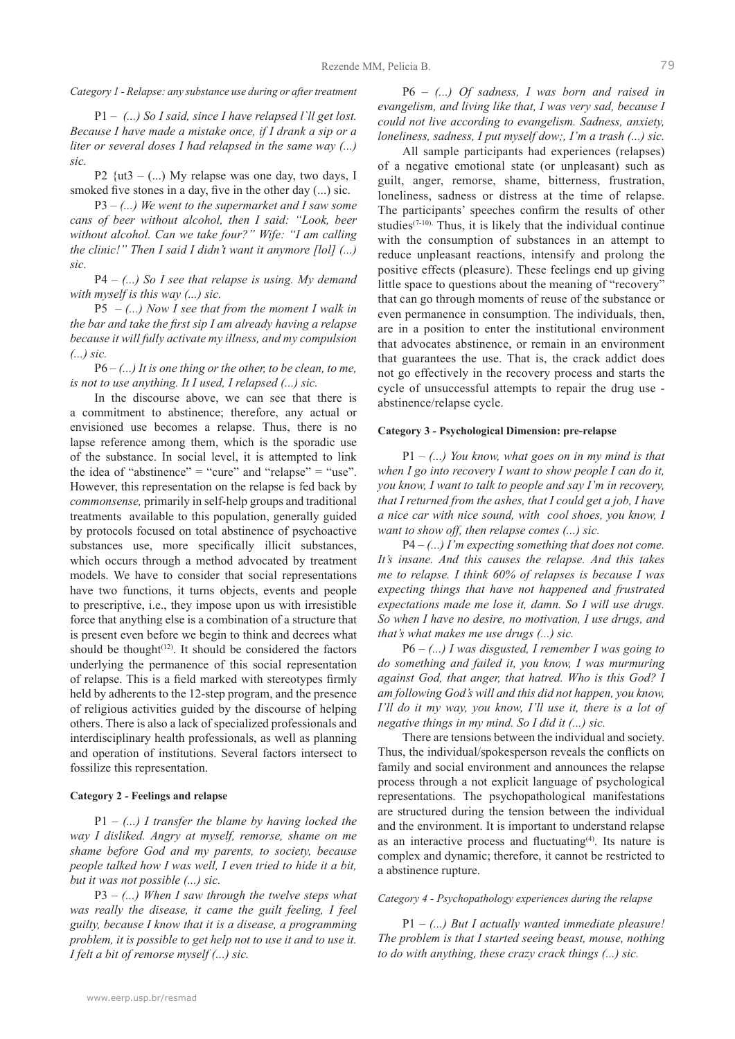*Category 1 - Relapse: any substance use during or after treatment*

P1 – *(...) So I said, since I have relapsed I`ll get lost. Because I have made a mistake once, if I drank a sip or a liter or several doses I had relapsed in the same way (...) sic.*

P2 {ut3 – (...) My relapse was one day, two days, I smoked five stones in a day, five in the other day (...) sic.

P3 – *(...) We went to the supermarket and I saw some cans of beer without alcohol, then I said: "Look, beer without alcohol. Can we take four?" Wife: "I am calling the clinic!" Then I said I didn't want it anymore [lol] (...) sic.*

P4 – *(...) So I see that relapse is using. My demand with myself is this way (...) sic.*

P5 – *(...) Now I see that from the moment I walk in the bar and take the first sip I am already having a relapse because it will fully activate my illness, and my compulsion (...) sic.*

P6 – *(...) It is one thing or the other, to be clean, to me, is not to use anything. It I used, I relapsed (...) sic.*

In the discourse above, we can see that there is a commitment to abstinence; therefore, any actual or envisioned use becomes a relapse. Thus, there is no lapse reference among them, which is the sporadic use of the substance. In social level, it is attempted to link the idea of "abstinence" = "cure" and "relapse" = "use". However, this representation on the relapse is fed back by *commonsense,* primarily in self-help groups and traditional treatments available to this population, generally guided by protocols focused on total abstinence of psychoactive substances use, more specifically illicit substances, which occurs through a method advocated by treatment models. We have to consider that social representations have two functions, it turns objects, events and people to prescriptive, i.e., they impose upon us with irresistible force that anything else is a combination of a structure that is present even before we begin to think and decrees what should be thought[12]. It should be considered the factors underlying the permanence of this social representation of relapse. This is a field marked with stereotypes firmly held by adherents to the 12-step program, and the presence of religious activities guided by the discourse of helping others. There is also a lack of specialized professionals and interdisciplinary health professionals, as well as planning and operation of institutions. Several factors intersect to fossilize this representation.

#### Category 2 - Feelings and relapse

P1 – *(...) I transfer the blame by having locked the way I disliked. Angry at myself, remorse, shame on me shame before God and my parents, to society, because people talked how I was well, I even tried to hide it a bit, but it was not possible (...) sic.*

P3 – *(...) When I saw through the twelve steps what was really the disease, it came the guilt feeling, I feel guilty, because I know that it is a disease, a programming problem, it is possible to get help not to use it and to use it. I felt a bit of remorse myself (...) sic.*

P6 – *(...) Of sadness, I was born and raised in evangelism, and living like that, I was very sad, because I could not live according to evangelism. Sadness, anxiety, loneliness, sadness, I put myself dow;, I'm a trash (...) sic.*

All sample participants had experiences (relapses) of a negative emotional state (or unpleasant) such as guilt, anger, remorse, shame, bitterness, frustration, loneliness, sadness or distress at the time of relapse. The participants' speeches confirm the results of other studies[7-10]. Thus, it is likely that the individual continue with the consumption of substances in an attempt to reduce unpleasant reactions, intensify and prolong the positive effects (pleasure). These feelings end up giving little space to questions about the meaning of "recovery" that can go through moments of reuse of the substance or even permanence in consumption. The individuals, then, are in a position to enter the institutional environment that advocates abstinence, or remain in an environment that guarantees the use. That is, the crack addict does not go effectively in the recovery process and starts the cycle of unsuccessful attempts to repair the drug use - abstinence/relapse cycle.

#### Category 3 - Psychological Dimension: pre-relapse

P1 – *(...) You know, what goes on in my mind is that when I go into recovery I want to show people I can do it, you know, I want to talk to people and say I'm in recovery, that I returned from the ashes, that I could get a job, I have a nice car with nice sound, with cool shoes, you know, I want to show off, then relapse comes (...) sic.*

P4 – *(...) I'm expecting something that does not come. It's insane. And this causes the relapse. And this takes me to relapse. I think 60% of relapses is because I was expecting things that have not happened and frustrated expectations made me lose it, damn. So I will use drugs. So when I have no desire, no motivation, I use drugs, and that's what makes me use drugs (...) sic.*

P6 – *(...) I was disgusted, I remember I was going to do something and failed it, you know, I was murmuring against God, that anger, that hatred. Who is this God? I am following God's will and this did not happen, you know, I'll do it my way, you know, I'll use it, there is a lot of negative things in my mind. So I did it (...) sic.*

There are tensions between the individual and society. Thus, the individual/spokesperson reveals the conflicts on family and social environment and announces the relapse process through a not explicit language of psychological representations. The psychopathological manifestations are structured during the tension between the individual and the environment. It is important to understand relapse as an interactive process and fluctuating[4]. Its nature is complex and dynamic; therefore, it cannot be restricted to a abstinence rupture.

*Category 4 - Psychopathology experiences during the relapse*

P1 – *(...) But I actually wanted immediate pleasure! The problem is that I started seeing beast, mouse, nothing to do with anything, these crazy crack things (...) sic.*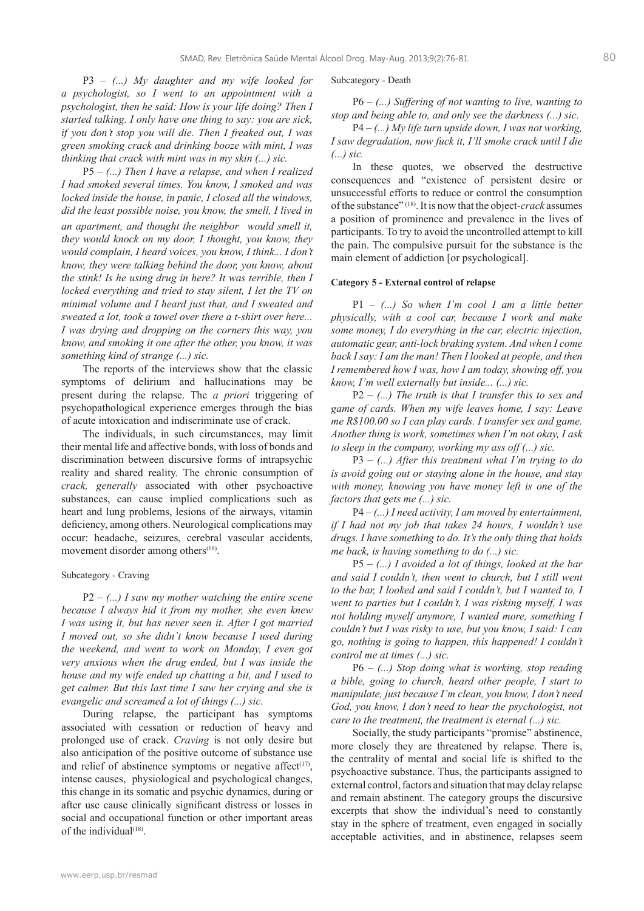P3 – *(...) My daughter and my wife looked for a psychologist, so I went to an appointment with a psychologist, then he said: How is your life doing? Then I started talking. I only have one thing to say: you are sick, if you don't stop you will die. Then I freaked out, I was green smoking crack and drinking booze with mint, I was thinking that crack with mint was in my skin (...) sic.*

P5 – *(...) Then I have a relapse, and when I realized I had smoked several times. You know, I smoked and was locked inside the house, in panic, I closed all the windows, did the least possible noise, you know, the smell, I lived in an apartment, and thought the neighbor would smell it, they would knock on my door, I thought, you know, they would complain, I heard voices, you know, I think... I don't know, they were talking behind the door, you know, about the stink! Is he using drug in here? It was terrible, then I locked everything and tried to stay silent, I let the TV on minimal volume and I heard just that, and I sweated and sweated a lot, took a towel over there a t-shirt over here... I was drying and dropping on the corners this way, you know, and smoking it one after the other, you know, it was something kind of strange (...) sic.*

The reports of the interviews show that the classic symptoms of delirium and hallucinations may be present during the relapse. The *a priori* triggering of psychopathological experience emerges through the bias of acute intoxication and indiscriminate use of crack.

The individuals, in such circumstances, may limit their mental life and affective bonds, with loss of bonds and discrimination between discursive forms of intrapsychic reality and shared reality. The chronic consumption of *crack, generally* associated with other psychoactive substances, can cause implied complications such as heart and lung problems, lesions of the airways, vitamin deficiency, among others. Neurological complications may occur: headache, seizures, cerebral vascular accidents, movement disorder among others[16].

### Subcategory - Craving

P2 – *(...) I saw my mother watching the entire scene because I always hid it from my mother, she even knew I was using it, but has never seen it. After I got married I moved out, so she didn`t know because I used during the weekend, and went to work on Monday, I even got very anxious when the drug ended, but I was inside the house and my wife ended up chatting a bit, and I used to get calmer. But this last time I saw her crying and she is evangelic and screamed a lot of things (...) sic.*

During relapse, the participant has symptoms associated with cessation or reduction of heavy and prolonged use of crack. *Craving* is not only desire but also anticipation of the positive outcome of substance use and relief of abstinence symptoms or negative affect[17], intense causes, physiological and psychological changes, this change in its somatic and psychic dynamics, during or after use cause clinically significant distress or losses in social and occupational function or other important areas of the individual[18].

### Subcategory - Death

P6 – *(...) Suffering of not wanting to live, wanting to stop and being able to, and only see the darkness (...) sic.*

P4 – *(...) My life turn upside down, I was not working, I saw degradation, now fuck it, I'll smoke crack until I die (...) sic.*

In these quotes, we observed the destructive consequences and "existence of persistent desire or unsuccessful efforts to reduce or control the consumption of the substance"[18]. It is now that the object-*crack* assumes a position of prominence and prevalence in the lives of participants. To try to avoid the uncontrolled attempt to kill the pain. The compulsive pursuit for the substance is the main element of addiction [or psychological].

## Category 5 - External control of relapse

P1 – *(...) So when I'm cool I am a little better physically, with a cool car, because I work and make some money, I do everything in the car, electric injection, automatic gear, anti-lock braking system. And when I come back I say: I am the man! Then I looked at people, and then I remembered how I was, how I am today, showing off, you know, I'm well externally but inside... (...) sic.*

P2 – *(...) The truth is that I transfer this to sex and game of cards. When my wife leaves home, I say: Leave me R$100.00 so I can play cards. I transfer sex and game. Another thing is work, sometimes when I'm not okay, I ask to sleep in the company, working my ass off (...) sic.*

P3 – *(...) After this treatment what I'm trying to do is avoid going out or staying alone in the house, and stay with money, knowing you have money left is one of the factors that gets me (...) sic.*

P4 – *(...) I need activity, I am moved by entertainment, if I had not my job that takes 24 hours, I wouldn't use drugs. I have something to do. It's the only thing that holds me back, is having something to do (...) sic.*

P5 – *(...) I avoided a lot of things, looked at the bar and said I couldn't, then went to church, but I still went to the bar, I looked and said I couldn't, but I wanted to, I went to parties but I couldn't, I was risking myself, I was not holding myself anymore, I wanted more, something I couldn't but I was risky to use, but you know, I said: I can go, nothing is going to happen, this happened! I couldn't control me at times (...) sic.*

P6 – *(...) Stop doing what is working, stop reading a bible, going to church, heard other people, I start to manipulate, just because I'm clean, you know, I don't need God, you know, I don't need to hear the psychologist, not care to the treatment, the treatment is eternal (...) sic.*

Socially, the study participants "promise" abstinence, more closely they are threatened by relapse. There is, the centrality of mental and social life is shifted to the psychoactive substance. Thus, the participants assigned to external control, factors and situation that may delay relapse and remain abstinent. The category groups the discursive excerpts that show the individual's need to constantly stay in the sphere of treatment, even engaged in socially acceptable activities, and in abstinence, relapses seem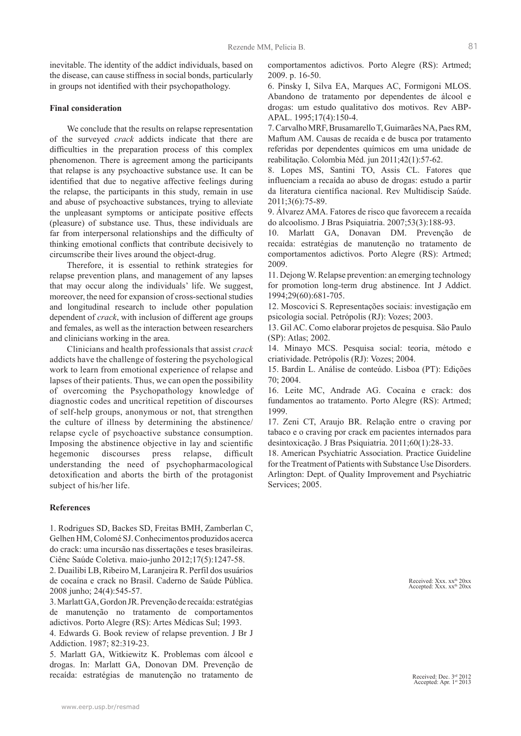inevitable. The identity of the addict individuals, based on the disease, can cause stiffness in social bonds, particularly in groups not identified with their psychopathology.

### Final consideration

We conclude that the results on relapse representation of the surveyed *crack* addicts indicate that there are difficulties in the preparation process of this complex phenomenon. There is agreement among the participants that relapse is any psychoactive substance use. It can be identified that due to negative affective feelings during the relapse, the participants in this study, remain in use and abuse of psychoactive substances, trying to alleviate the unpleasant symptoms or anticipate positive effects (pleasure) of substance use. Thus, these individuals are far from interpersonal relationships and the difficulty of thinking emotional conflicts that contribute decisively to circumscribe their lives around the object-drug.

Therefore, it is essential to rethink strategies for relapse prevention plans, and management of any lapses that may occur along the individuals' life. We suggest, moreover, the need for expansion of cross-sectional studies and longitudinal research to include other population dependent of *crack*, with inclusion of different age groups and females, as well as the interaction between researchers and clinicians working in the area.

Clinicians and health professionals that assist *crack* addicts have the challenge of fostering the psychological work to learn from emotional experience of relapse and lapses of their patients. Thus, we can open the possibility of overcoming the Psychopathology knowledge of diagnostic codes and uncritical repetition of discourses of self-help groups, anonymous or not, that strengthen the culture of illness by determining the abstinence/relapse cycle of psychoactive substance consumption. Imposing the abstinence objective in lay and scientific hegemonic discourses press relapse, difficult understanding the need of psychopharmacological detoxification and aborts the birth of the protagonist subject of his/her life.

### References

1. Rodrigues SD, Backes SD, Freitas BMH, Zamberlan C, Gelhen HM, Colomé SJ. Conhecimentos produzidos acerca do crack: uma incursão nas dissertações e teses brasileiras. Ciênc Saúde Coletiva. maio-junho 2012;17(5):1247-58.
2. Duailibi LB, Ribeiro M, Laranjeira R. Perfil dos usuários de cocaína e crack no Brasil. Caderno de Saúde Pública. 2008 junho; 24(4):545-57.
3. Marlatt GA, Gordon JR. Prevenção de recaída: estratégias de manutenção no tratamento de comportamentos adictivos. Porto Alegre (RS): Artes Médicas Sul; 1993.
4. Edwards G. Book review of relapse prevention. J Br J Addiction. 1987; 82:319-23.
5. Marlatt GA, Witkiewitz K. Problemas com álcool e drogas. In: Marlatt GA, Donovan DM. Prevenção de recaída: estratégias de manutenção no tratamento de comportamentos adictivos. Porto Alegre (RS): Artmed; 2009. p. 16-50.
6. Pinsky I, Silva EA, Marques AC, Formigoni MLOS. Abandono de tratamento por dependentes de álcool e drogas: um estudo qualitativo dos motivos. Rev ABP-APAL. 1995;17(4):150-4.
7. Carvalho MRF, Brusamarello T, Guimarães NA, Paes RM, Maftum AM. Causas de recaída e de busca por tratamento referidas por dependentes químicos em uma unidade de reabilitação. Colombia Méd. jun 2011;42(1):57-62.
8. Lopes MS, Santini TO, Assis CL. Fatores que influenciam a recaída ao abuso de drogas: estudo a partir da literatura científica nacional. Rev Multidiscip Saúde. 2011;3(6):75-89.
9. Álvarez AMA. Fatores de risco que favorecem a recaída do alcoolismo. J Bras Psiquiatria. 2007;53(3):188-93.
10. Marlatt GA, Donavan DM. Prevenção de recaída: estratégias de manutenção no tratamento de comportamentos adictivos. Porto Alegre (RS): Artmed; 2009.
11. Dejong W. Relapse prevention: an emerging technology for promotion long-term drug abstinence. Int J Addict. 1994;29(60):681-705.
12. Moscovici S. Representações sociais: investigação em psicologia social. Petrópolis (RJ): Vozes; 2003.
13. Gil AC. Como elaborar projetos de pesquisa. São Paulo (SP): Atlas; 2002.
14. Minayo MCS. Pesquisa social: teoria, método e criatividade. Petrópolis (RJ): Vozes; 2004.
15. Bardin L. Análise de conteúdo. Lisboa (PT): Edições 70; 2004.
16. Leite MC, Andrade AG. Cocaína e crack: dos fundamentos ao tratamento. Porto Alegre (RS): Artmed; 1999.
17. Zeni CT, Araujo BR. Relação entre o craving por tabaco e o craving por crack em pacientes internados para desintoxicação. J Bras Psiquiatria. 2011;60(1):28-33.
18. American Psychiatric Association. Practice Guideline for the Treatment of Patients with Substance Use Disorders. Arlington: Dept. of Quality Improvement and Psychiatric Services; 2005.

Received: Xxx. xx[th] 20xx
Accepted: Xxx. xx[th] 20xx

Received: Dec. 3[rd] 2012
Accepted: Apr. 1[st] 2013